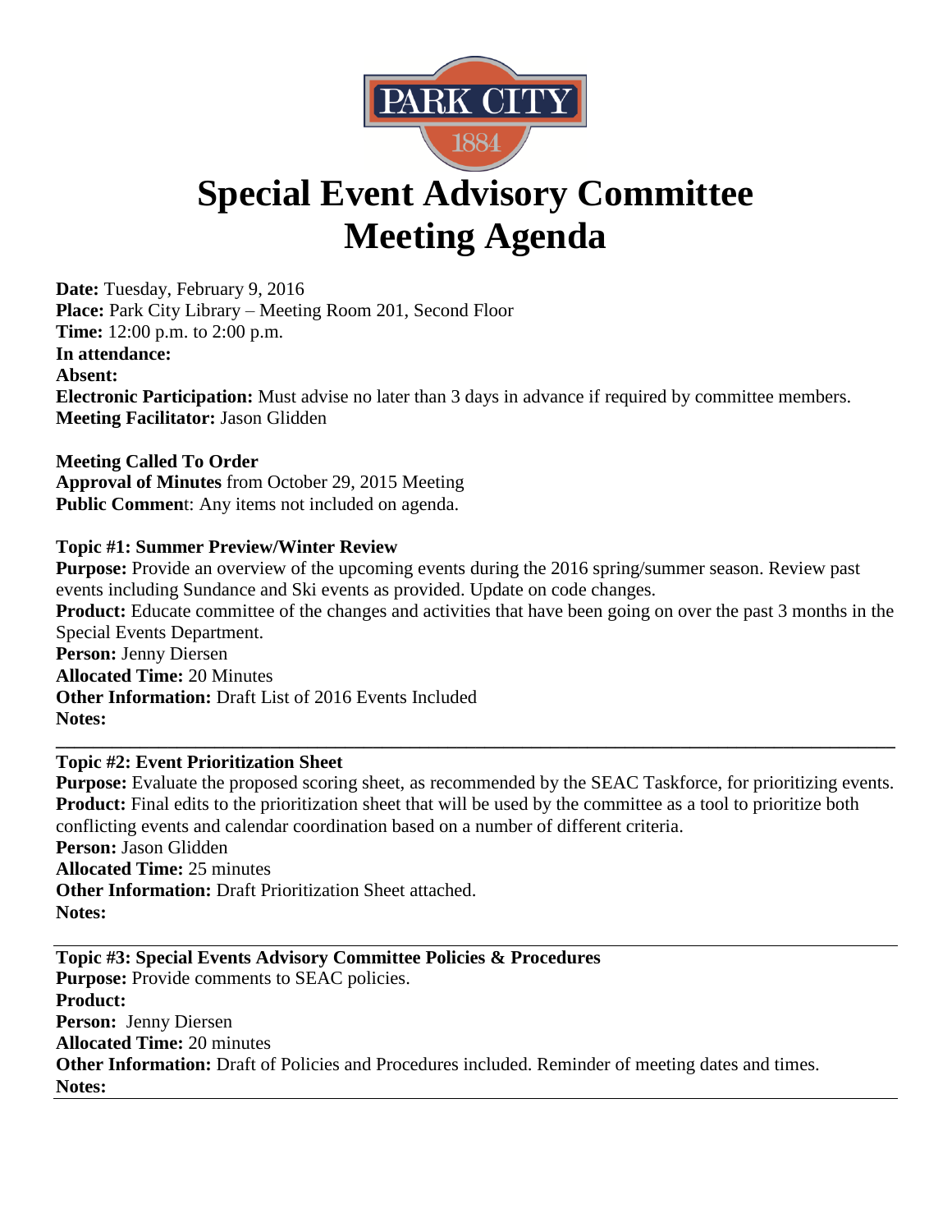PARK CITY
1884

# Special Event Advisory Committee Meeting Agenda

**Date:** Tuesday, February 9, 2016
**Place:** Park City Library – Meeting Room 201, Second Floor
**Time:** 12:00 p.m. to 2:00 p.m.
**In attendance:**
**Absent:**
**Electronic Participation:** Must advise no later than 3 days in advance if required by committee members.
**Meeting Facilitator:** Jason Glidden

**Meeting Called To Order**
**Approval of Minutes** from October 29, 2015 Meeting
**Public Commen**t: Any items not included on agenda.

**Topic #1: Summer Preview/Winter Review**
**Purpose:** Provide an overview of the upcoming events during the 2016 spring/summer season. Review past events including Sundance and Ski events as provided. Update on code changes.
**Product:** Educate committee of the changes and activities that have been going on over the past 3 months in the Special Events Department.
**Person:** Jenny Diersen
**Allocated Time:** 20 Minutes
**Other Information:** Draft List of 2016 Events Included
**Notes:**

---

**Topic #2: Event Prioritization Sheet**
**Purpose:** Evaluate the proposed scoring sheet, as recommended by the SEAC Taskforce, for prioritizing events.
**Product:** Final edits to the prioritization sheet that will be used by the committee as a tool to prioritize both conflicting events and calendar coordination based on a number of different criteria.
**Person:** Jason Glidden
**Allocated Time:** 25 minutes
**Other Information:** Draft Prioritization Sheet attached.
**Notes:**

---

**Topic #3: Special Events Advisory Committee Policies & Procedures**
**Purpose:** Provide comments to SEAC policies.
**Product:**
**Person:** Jenny Diersen
**Allocated Time:** 20 minutes
**Other Information:** Draft of Policies and Procedures included. Reminder of meeting dates and times.
**Notes:**

---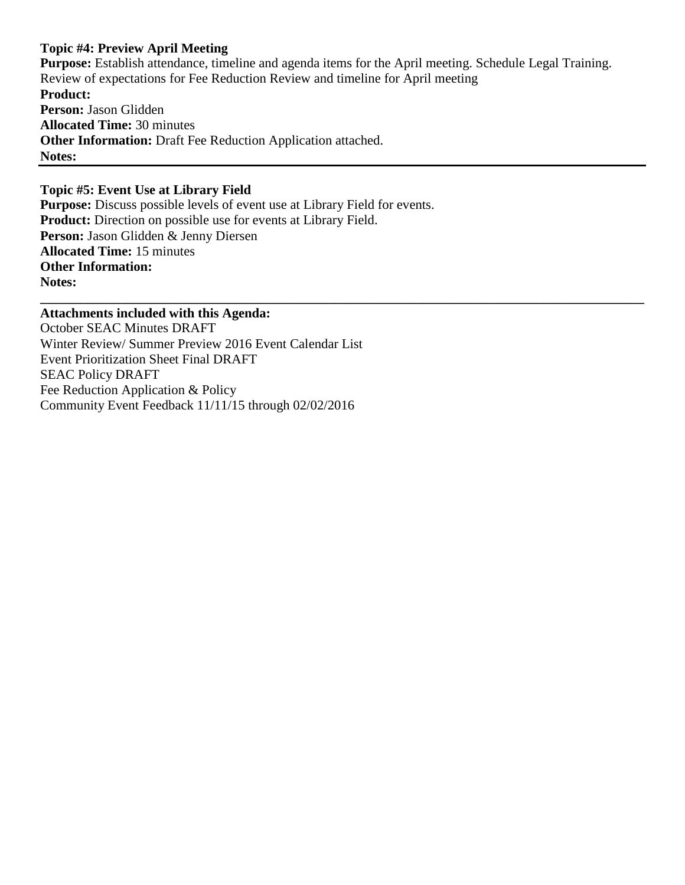**Topic #4: Preview April Meeting**
**Purpose:** Establish attendance, timeline and agenda items for the April meeting. Schedule Legal Training. Review of expectations for Fee Reduction Review and timeline for April meeting
**Product:**
**Person:** Jason Glidden
**Allocated Time:** 30 minutes
**Other Information:** Draft Fee Reduction Application attached.
**Notes:**

---

**Topic #5: Event Use at Library Field**
**Purpose:** Discuss possible levels of event use at Library Field for events.
**Product:** Direction on possible use for events at Library Field.
**Person:** Jason Glidden & Jenny Diersen
**Allocated Time:** 15 minutes
**Other Information:**
**Notes:**

---

**Attachments included with this Agenda:**
October SEAC Minutes DRAFT
Winter Review/ Summer Preview 2016 Event Calendar List
Event Prioritization Sheet Final DRAFT
SEAC Policy DRAFT
Fee Reduction Application & Policy
Community Event Feedback 11/11/15 through 02/02/2016